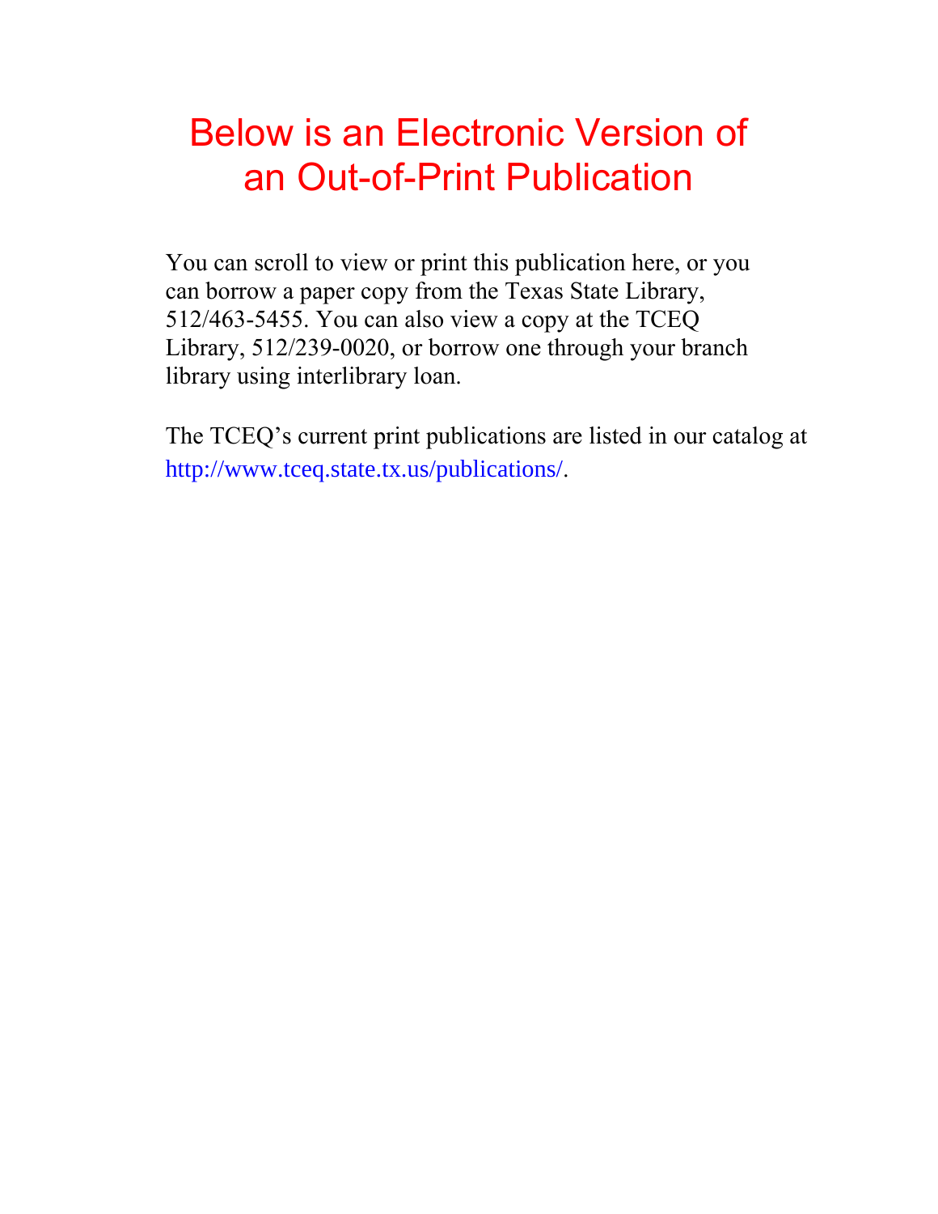# Below is an Electronic Version of an Out-of-Print Publication

You can scroll to view or print this publication here, or you can borrow a paper copy from the Texas State Library, 512/463-5455. You can also view a copy at the TCEQ Library, 512/239-0020, or borrow one through your branch library using interlibrary loan.

The TCEQ's current print publications are listed in our catalog at http://www.tceq.state.tx.us/publications/.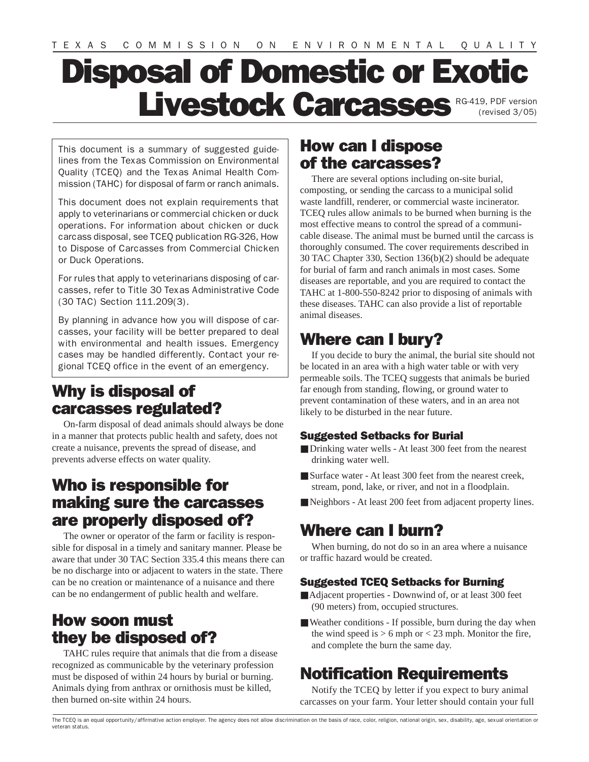TEXAS COMMISSION ON ENVIRONMENTAL QUALITY

# Disposal of Domestic or Exotic Livestock Carcasses

RG-419, PDF version (revised 3/05)

This document is a summary of suggested guidelines from the Texas Commission on Environmental Quality (TCEQ) and the Texas Animal Health Commission (TAHC) for disposal of farm or ranch animals.

This document does not explain requirements that apply to veterinarians or commercial chicken or duck operations. For information about chicken or duck carcass disposal, see TCEQ publication RG-326, How to Dispose of Carcasses from Commercial Chicken or Duck Operations.

For rules that apply to veterinarians disposing of carcasses, refer to Title 30 Texas Administrative Code (30 TAC) Section 111.209(3).

By planning in advance how you will dispose of carcasses, your facility will be better prepared to deal with environmental and health issues. Emergency cases may be handled differently. Contact your regional TCEQ office in the event of an emergency.

## Why is disposal of carcasses regulated?

On-farm disposal of dead animals should always be done in a manner that protects public health and safety, does not create a nuisance, prevents the spread of disease, and prevents adverse effects on water quality.

## Who is responsible for making sure the carcasses are properly disposed of?

The owner or operator of the farm or facility is responsible for disposal in a timely and sanitary manner. Please be aware that under 30 TAC Section 335.4 this means there can be no discharge into or adjacent to waters in the state. There can be no creation or maintenance of a nuisance and there can be no endangerment of public health and welfare.

## How soon must they be disposed of?

TAHC rules require that animals that die from a disease recognized as communicable by the veterinary profession must be disposed of within 24 hours by burial or burning. Animals dying from anthrax or ornithosis must be killed, then burned on-site within 24 hours.

## How can I dispose of the carcasses?

There are several options including on-site burial, composting, or sending the carcass to a municipal solid waste landfill, renderer, or commercial waste incinerator. TCEQ rules allow animals to be burned when burning is the most effective means to control the spread of a communicable disease. The animal must be burned until the carcass is thoroughly consumed. The cover requirements described in 30 TAC Chapter 330, Section 136(b)(2) should be adequate for burial of farm and ranch animals in most cases. Some diseases are reportable, and you are required to contact the TAHC at 1-800-550-8242 prior to disposing of animals with these diseases. TAHC can also provide a list of reportable animal diseases.

## Where can I bury?

If you decide to bury the animal, the burial site should not be located in an area with a high water table or with very permeable soils. The TCEQ suggests that animals be buried far enough from standing, flowing, or ground water to prevent contamination of these waters, and in an area not likely to be disturbed in the near future.

### Suggested Setbacks for Burial

- Drinking water wells - At least 300 feet from the nearest drinking water well.
- Surface water - At least 300 feet from the nearest creek, stream, pond, lake, or river, and not in a floodplain.
- Neighbors - At least 200 feet from adjacent property lines.

## Where can I burn?

When burning, do not do so in an area where a nuisance or traffic hazard would be created.

### Suggested TCEQ Setbacks for Burning

- Adjacent properties - Downwind of, or at least 300 feet (90 meters) from, occupied structures.
- Weather conditions - If possible, burn during the day when the wind speed is > 6 mph or < 23 mph. Monitor the fire, and complete the burn the same day.

## Notification Requirements

Notify the TCEQ by letter if you expect to bury animal carcasses on your farm. Your letter should contain your full

The TCEQ is an equal opportunity/affirmative action employer. The agency does not allow discrimination on the basis of race, color, religion, national origin, sex, disability, age, sexual orientation or veteran status.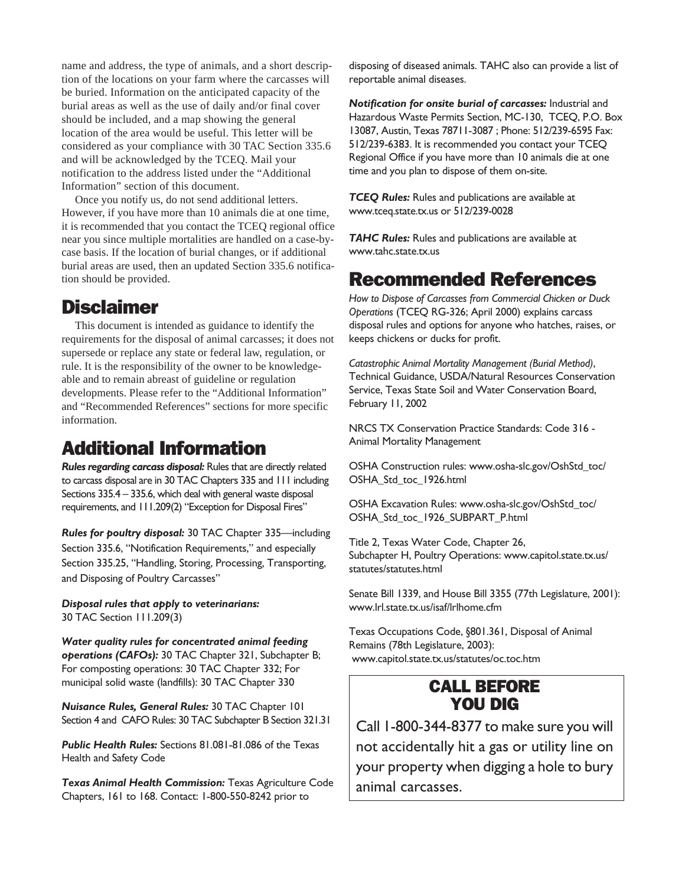name and address, the type of animals, and a short description of the locations on your farm where the carcasses will be buried. Information on the anticipated capacity of the burial areas as well as the use of daily and/or final cover should be included, and a map showing the general location of the area would be useful. This letter will be considered as your compliance with 30 TAC Section 335.6 and will be acknowledged by the TCEQ. Mail your notification to the address listed under the "Additional Information" section of this document.

Once you notify us, do not send additional letters. However, if you have more than 10 animals die at one time, it is recommended that you contact the TCEQ regional office near you since multiple mortalities are handled on a case-by-case basis. If the location of burial changes, or if additional burial areas are used, then an updated Section 335.6 notification should be provided.

## Disclaimer

This document is intended as guidance to identify the requirements for the disposal of animal carcasses; it does not supersede or replace any state or federal law, regulation, or rule. It is the responsibility of the owner to be knowledgeable and to remain abreast of guideline or regulation developments. Please refer to the "Additional Information" and "Recommended References" sections for more specific information.

## Additional Information

***Rules regarding carcass disposal:*** Rules that are directly related to carcass disposal are in 30 TAC Chapters 335 and 111 including Sections 335.4 – 335.6, which deal with general waste disposal requirements, and 111.209(2) "Exception for Disposal Fires"

***Rules for poultry disposal:*** 30 TAC Chapter 335—including Section 335.6, "Notification Requirements," and especially Section 335.25, "Handling, Storing, Processing, Transporting, and Disposing of Poultry Carcasses"

***Disposal rules that apply to veterinarians:*** 30 TAC Section 111.209(3)

***Water quality rules for concentrated animal feeding operations (CAFOs):*** 30 TAC Chapter 321, Subchapter B; For composting operations: 30 TAC Chapter 332; For municipal solid waste (landfills): 30 TAC Chapter 330

***Nuisance Rules, General Rules:*** 30 TAC Chapter 101 Section 4 and CAFO Rules: 30 TAC Subchapter B Section 321.31

***Public Health Rules:*** Sections 81.081-81.086 of the Texas Health and Safety Code

***Texas Animal Health Commission:*** Texas Agriculture Code Chapters, 161 to 168. Contact: 1-800-550-8242 prior to disposing of diseased animals. TAHC also can provide a list of reportable animal diseases.

***Notification for onsite burial of carcasses:*** Industrial and Hazardous Waste Permits Section, MC-130, TCEQ, P.O. Box 13087, Austin, Texas 78711-3087 ; Phone: 512/239-6595 Fax: 512/239-6383. It is recommended you contact your TCEQ Regional Office if you have more than 10 animals die at one time and you plan to dispose of them on-site.

***TCEQ Rules:*** Rules and publications are available at www.tceq.state.tx.us or 512/239-0028

***TAHC Rules:*** Rules and publications are available at www.tahc.state.tx.us

## Recommended References

*How to Dispose of Carcasses from Commercial Chicken or Duck Operations* (TCEQ RG-326; April 2000) explains carcass disposal rules and options for anyone who hatches, raises, or keeps chickens or ducks for profit.

*Catastrophic Animal Mortality Management (Burial Method)*, Technical Guidance, USDA/Natural Resources Conservation Service, Texas State Soil and Water Conservation Board, February 11, 2002

NRCS TX Conservation Practice Standards: Code 316 - Animal Mortality Management

OSHA Construction rules: www.osha-slc.gov/OshStd_toc/OSHA_Std_toc_1926.html

OSHA Excavation Rules: www.osha-slc.gov/OshStd_toc/OSHA_Std_toc_1926_SUBPART_P.html

Title 2, Texas Water Code, Chapter 26, Subchapter H, Poultry Operations: www.capitol.state.tx.us/statutes/statutes.html

Senate Bill 1339, and House Bill 3355 (77th Legislature, 2001): www.lrl.state.tx.us/isaf/lrlhome.cfm

Texas Occupations Code, §801.361, Disposal of Animal Remains (78th Legislature, 2003): www.capitol.state.tx.us/statutes/oc.toc.htm

### CALL BEFORE YOU DIG

Call 1-800-344-8377 to make sure you will not accidentally hit a gas or utility line on your property when digging a hole to bury animal carcasses.